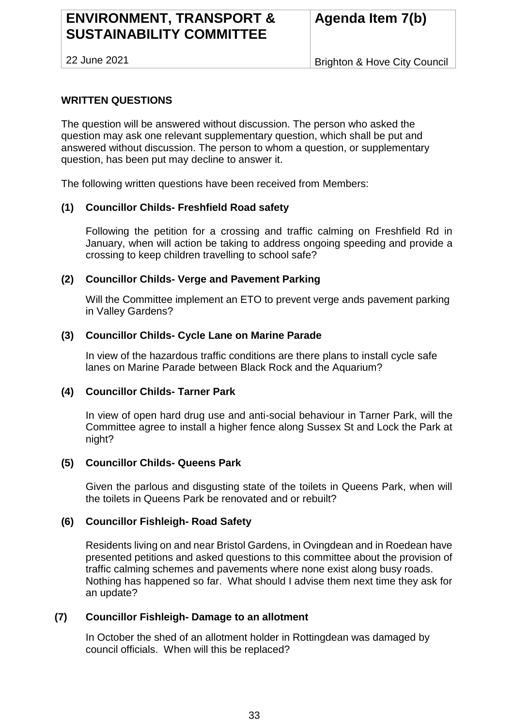| ENVIRONMENT, TRANSPORT & SUSTAINABILITY COMMITTEE | Agenda Item 7(b) |
|---|---|
| 22 June 2021 | Brighton & Hove City Council |

## WRITTEN QUESTIONS

The question will be answered without discussion. The person who asked the question may ask one relevant supplementary question, which shall be put and answered without discussion. The person to whom a question, or supplementary question, has been put may decline to answer it.

The following written questions have been received from Members:

### (1) Councillor Childs- Freshfield Road safety

Following the petition for a crossing and traffic calming on Freshfield Rd in January, when will action be taking to address ongoing speeding and provide a crossing to keep children travelling to school safe?

### (2) Councillor Childs- Verge and Pavement Parking

Will the Committee implement an ETO to prevent verge ands pavement parking in Valley Gardens?

### (3) Councillor Childs- Cycle Lane on Marine Parade

In view of the hazardous traffic conditions are there plans to install cycle safe lanes on Marine Parade between Black Rock and the Aquarium?

### (4) Councillor Childs- Tarner Park

In view of open hard drug use and anti-social behaviour in Tarner Park, will the Committee agree to install a higher fence along Sussex St and Lock the Park at night?

### (5) Councillor Childs- Queens Park

Given the parlous and disgusting state of the toilets in Queens Park, when will the toilets in Queens Park be renovated and or rebuilt?

### (6) Councillor Fishleigh- Road Safety

Residents living on and near Bristol Gardens, in Ovingdean and in Roedean have presented petitions and asked questions to this committee about the provision of traffic calming schemes and pavements where none exist along busy roads. Nothing has happened so far. What should I advise them next time they ask for an update?

### (7) Councillor Fishleigh- Damage to an allotment

In October the shed of an allotment holder in Rottingdean was damaged by council officials. When will this be replaced?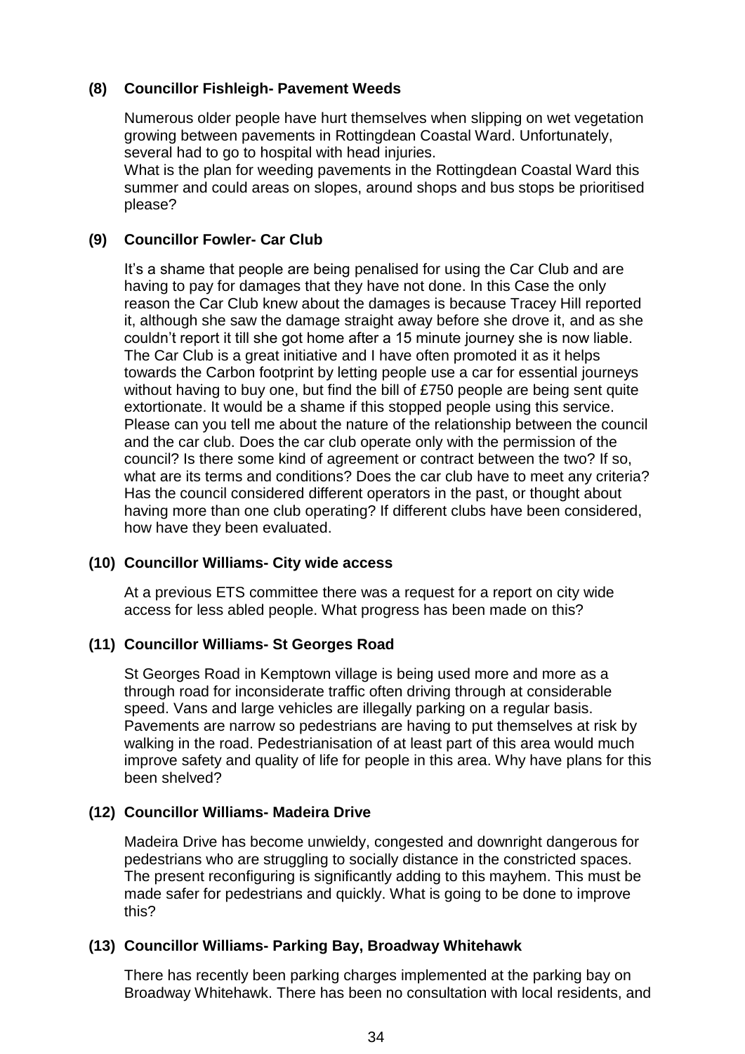### (8) Councillor Fishleigh- Pavement Weeds

Numerous older people have hurt themselves when slipping on wet vegetation growing between pavements in Rottingdean Coastal Ward. Unfortunately, several had to go to hospital with head injuries.
What is the plan for weeding pavements in the Rottingdean Coastal Ward this summer and could areas on slopes, around shops and bus stops be prioritised please?

### (9) Councillor Fowler- Car Club

It's a shame that people are being penalised for using the Car Club and are having to pay for damages that they have not done. In this Case the only reason the Car Club knew about the damages is because Tracey Hill reported it, although she saw the damage straight away before she drove it, and as she couldn't report it till she got home after a 15 minute journey she is now liable. The Car Club is a great initiative and I have often promoted it as it helps towards the Carbon footprint by letting people use a car for essential journeys without having to buy one, but find the bill of £750 people are being sent quite extortionate. It would be a shame if this stopped people using this service. Please can you tell me about the nature of the relationship between the council and the car club. Does the car club operate only with the permission of the council? Is there some kind of agreement or contract between the two? If so, what are its terms and conditions? Does the car club have to meet any criteria? Has the council considered different operators in the past, or thought about having more than one club operating? If different clubs have been considered, how have they been evaluated.

### (10) Councillor Williams- City wide access

At a previous ETS committee there was a request for a report on city wide access for less abled people. What progress has been made on this?

### (11) Councillor Williams- St Georges Road

St Georges Road in Kemptown village is being used more and more as a through road for inconsiderate traffic often driving through at considerable speed. Vans and large vehicles are illegally parking on a regular basis. Pavements are narrow so pedestrians are having to put themselves at risk by walking in the road. Pedestrianisation of at least part of this area would much improve safety and quality of life for people in this area. Why have plans for this been shelved?

### (12) Councillor Williams- Madeira Drive

Madeira Drive has become unwieldy, congested and downright dangerous for pedestrians who are struggling to socially distance in the constricted spaces. The present reconfiguring is significantly adding to this mayhem. This must be made safer for pedestrians and quickly. What is going to be done to improve this?

### (13) Councillor Williams- Parking Bay, Broadway Whitehawk

There has recently been parking charges implemented at the parking bay on Broadway Whitehawk. There has been no consultation with local residents, and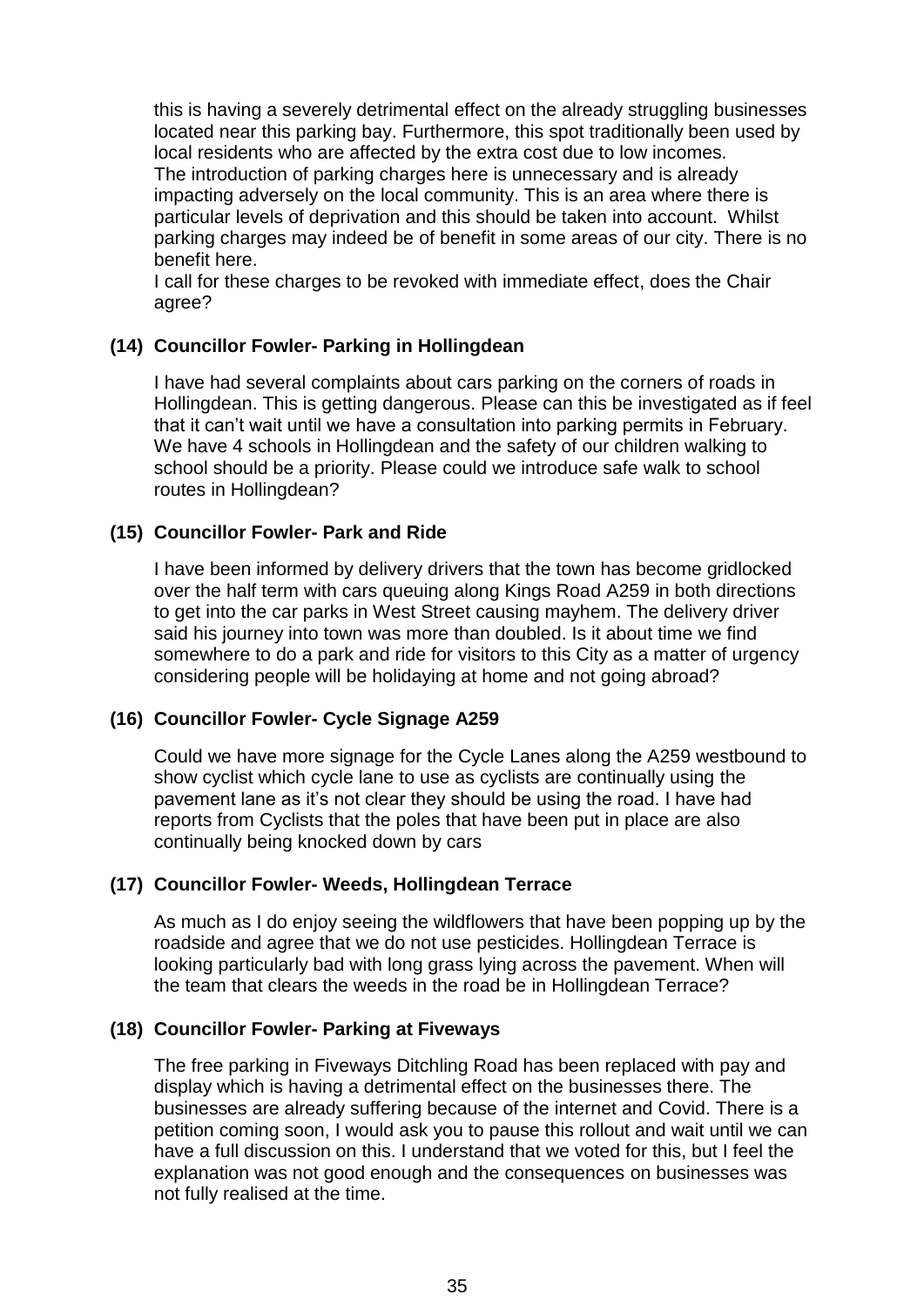this is having a severely detrimental effect on the already struggling businesses located near this parking bay. Furthermore, this spot traditionally been used by local residents who are affected by the extra cost due to low incomes. The introduction of parking charges here is unnecessary and is already impacting adversely on the local community. This is an area where there is particular levels of deprivation and this should be taken into account. Whilst parking charges may indeed be of benefit in some areas of our city. There is no benefit here.

I call for these charges to be revoked with immediate effect, does the Chair agree?

### (14) Councillor Fowler- Parking in Hollingdean

I have had several complaints about cars parking on the corners of roads in Hollingdean. This is getting dangerous. Please can this be investigated as if feel that it can't wait until we have a consultation into parking permits in February. We have 4 schools in Hollingdean and the safety of our children walking to school should be a priority. Please could we introduce safe walk to school routes in Hollingdean?

### (15) Councillor Fowler- Park and Ride

I have been informed by delivery drivers that the town has become gridlocked over the half term with cars queuing along Kings Road A259 in both directions to get into the car parks in West Street causing mayhem. The delivery driver said his journey into town was more than doubled. Is it about time we find somewhere to do a park and ride for visitors to this City as a matter of urgency considering people will be holidaying at home and not going abroad?

### (16) Councillor Fowler- Cycle Signage A259

Could we have more signage for the Cycle Lanes along the A259 westbound to show cyclist which cycle lane to use as cyclists are continually using the pavement lane as it's not clear they should be using the road. I have had reports from Cyclists that the poles that have been put in place are also continually being knocked down by cars

### (17) Councillor Fowler- Weeds, Hollingdean Terrace

As much as I do enjoy seeing the wildflowers that have been popping up by the roadside and agree that we do not use pesticides. Hollingdean Terrace is looking particularly bad with long grass lying across the pavement. When will the team that clears the weeds in the road be in Hollingdean Terrace?

### (18) Councillor Fowler- Parking at Fiveways

The free parking in Fiveways Ditchling Road has been replaced with pay and display which is having a detrimental effect on the businesses there. The businesses are already suffering because of the internet and Covid. There is a petition coming soon, I would ask you to pause this rollout and wait until we can have a full discussion on this. I understand that we voted for this, but I feel the explanation was not good enough and the consequences on businesses was not fully realised at the time.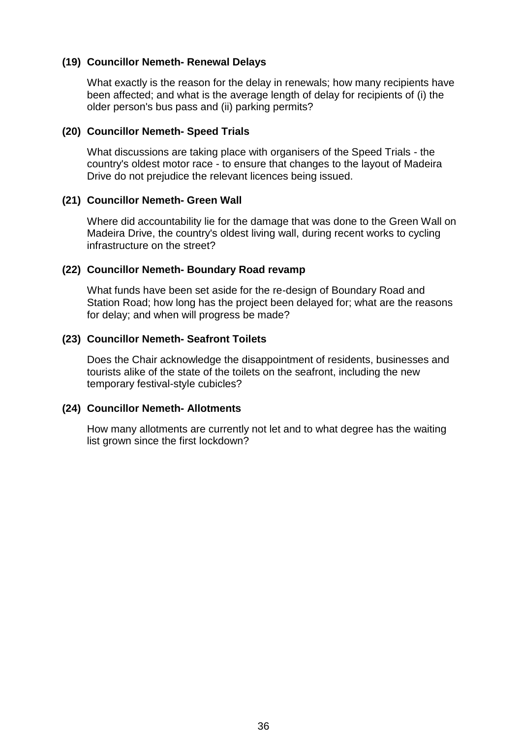**(19) Councillor Nemeth- Renewal Delays**

What exactly is the reason for the delay in renewals; how many recipients have been affected; and what is the average length of delay for recipients of (i) the older person's bus pass and (ii) parking permits?

**(20) Councillor Nemeth- Speed Trials**

What discussions are taking place with organisers of the Speed Trials - the country's oldest motor race - to ensure that changes to the layout of Madeira Drive do not prejudice the relevant licences being issued.

**(21) Councillor Nemeth- Green Wall**

Where did accountability lie for the damage that was done to the Green Wall on Madeira Drive, the country's oldest living wall, during recent works to cycling infrastructure on the street?

**(22) Councillor Nemeth- Boundary Road revamp**

What funds have been set aside for the re-design of Boundary Road and Station Road; how long has the project been delayed for; what are the reasons for delay; and when will progress be made?

**(23) Councillor Nemeth- Seafront Toilets**

Does the Chair acknowledge the disappointment of residents, businesses and tourists alike of the state of the toilets on the seafront, including the new temporary festival-style cubicles?

**(24) Councillor Nemeth- Allotments**

How many allotments are currently not let and to what degree has the waiting list grown since the first lockdown?